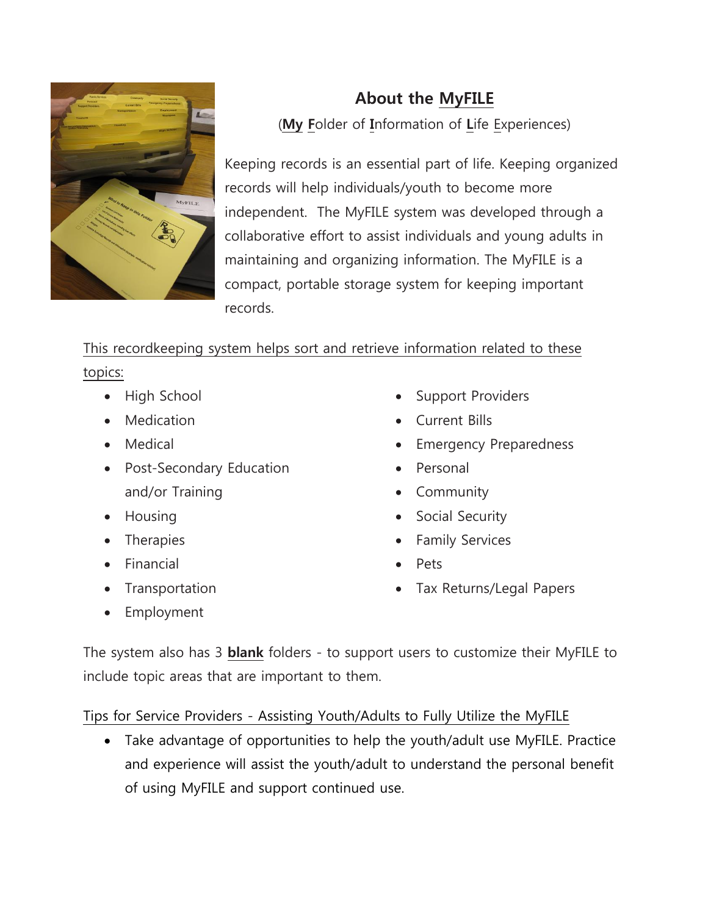## About the MyFILE

(**My** **F**older of **I**nformation of **L**ife **E**xperiences)

Keeping records is an essential part of life. Keeping organized records will help individuals/youth to become more independent. The MyFILE system was developed through a collaborative effort to assist individuals and young adults in maintaining and organizing information. The MyFILE is a compact, portable storage system for keeping important records.

This recordkeeping system helps sort and retrieve information related to these topics:

- High School
- Medication
- Medical
- Post-Secondary Education and/or Training
- Housing
- Therapies
- Financial
- Transportation
- Employment
- Support Providers
- Current Bills
- Emergency Preparedness
- Personal
- Community
- Social Security
- Family Services
- Pets
- Tax Returns/Legal Papers

The system also has 3 **blank** folders - to support users to customize their MyFILE to include topic areas that are important to them.

Tips for Service Providers - Assisting Youth/Adults to Fully Utilize the MyFILE

- Take advantage of opportunities to help the youth/adult use MyFILE. Practice and experience will assist the youth/adult to understand the personal benefit of using MyFILE and support continued use.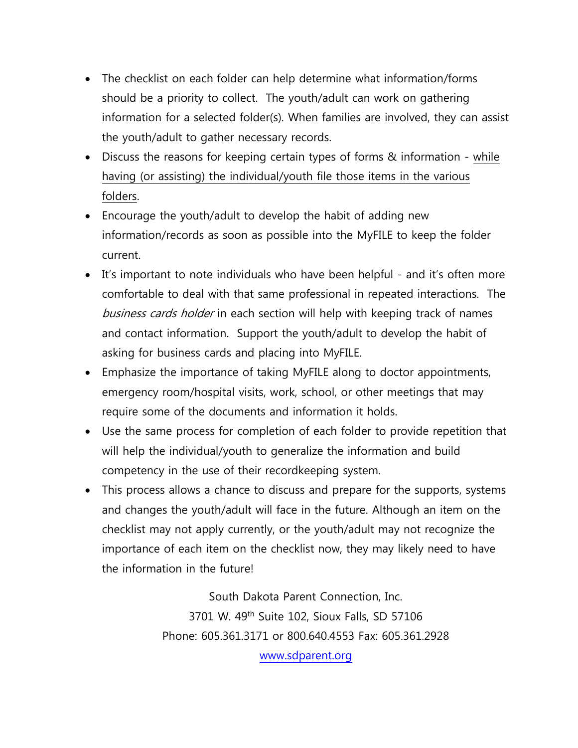- The checklist on each folder can help determine what information/forms should be a priority to collect. The youth/adult can work on gathering information for a selected folder(s). When families are involved, they can assist the youth/adult to gather necessary records.
- Discuss the reasons for keeping certain types of forms & information - <u>while having (or assisting) the individual/youth file those items in the various folders</u>.
- Encourage the youth/adult to develop the habit of adding new information/records as soon as possible into the MyFILE to keep the folder current.
- It's important to note individuals who have been helpful - and it's often more comfortable to deal with that same professional in repeated interactions. The *business cards holder* in each section will help with keeping track of names and contact information. Support the youth/adult to develop the habit of asking for business cards and placing into MyFILE.
- Emphasize the importance of taking MyFILE along to doctor appointments, emergency room/hospital visits, work, school, or other meetings that may require some of the documents and information it holds.
- Use the same process for completion of each folder to provide repetition that will help the individual/youth to generalize the information and build competency in the use of their recordkeeping system.
- This process allows a chance to discuss and prepare for the supports, systems and changes the youth/adult will face in the future. Although an item on the checklist may not apply currently, or the youth/adult may not recognize the importance of each item on the checklist now, they may likely need to have the information in the future!

South Dakota Parent Connection, Inc.
3701 W. 49th Suite 102, Sioux Falls, SD 57106
Phone: 605.361.3171 or 800.640.4553 Fax: 605.361.2928
www.sdparent.org